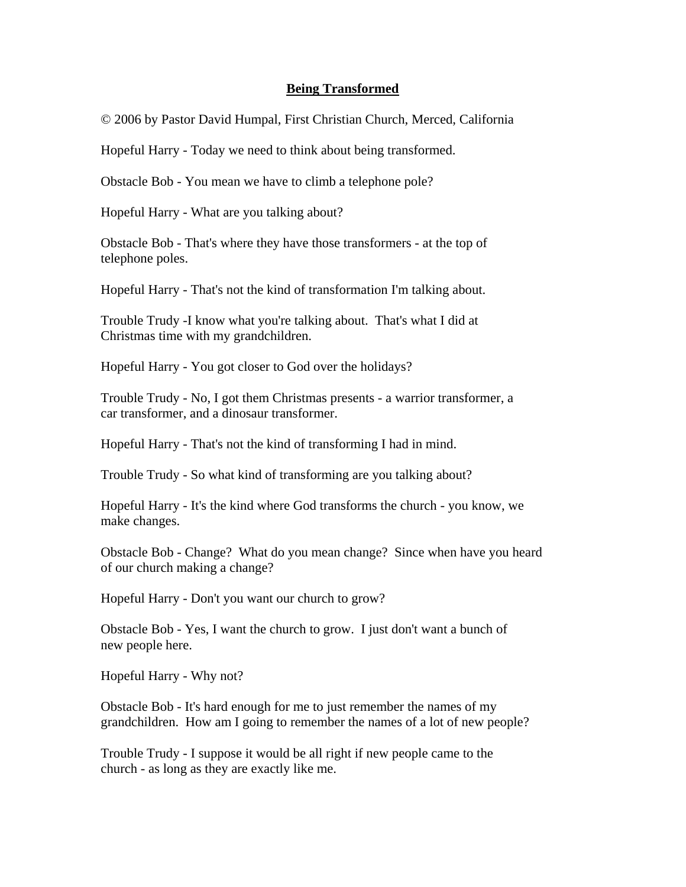# **Being Transformed**

© 2006 by Pastor David Humpal, First Christian Church, Merced, California

Hopeful Harry - Today we need to think about being transformed.

Obstacle Bob - You mean we have to climb a telephone pole?

Hopeful Harry - What are you talking about?

Obstacle Bob - That's where they have those transformers - at the top of telephone poles.

Hopeful Harry - That's not the kind of transformation I'm talking about.

Trouble Trudy -I know what you're talking about. That's what I did at Christmas time with my grandchildren.

Hopeful Harry - You got closer to God over the holidays?

Trouble Trudy - No, I got them Christmas presents - a warrior transformer, a car transformer, and a dinosaur transformer.

Hopeful Harry - That's not the kind of transforming I had in mind.

Trouble Trudy - So what kind of transforming are you talking about?

Hopeful Harry - It's the kind where God transforms the church - you know, we make changes.

Obstacle Bob - Change? What do you mean change? Since when have you heard of our church making a change?

Hopeful Harry - Don't you want our church to grow?

Obstacle Bob - Yes, I want the church to grow. I just don't want a bunch of new people here.

Hopeful Harry - Why not?

Obstacle Bob - It's hard enough for me to just remember the names of my grandchildren. How am I going to remember the names of a lot of new people?

Trouble Trudy - I suppose it would be all right if new people came to the church - as long as they are exactly like me.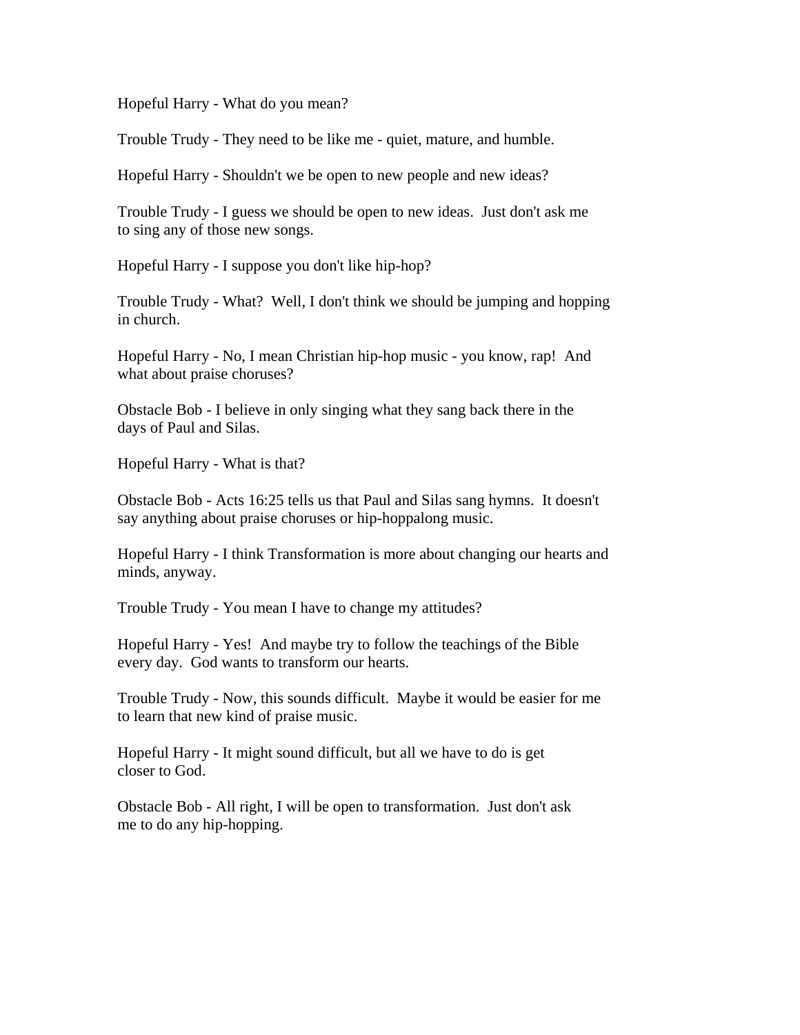Hopeful Harry - What do you mean?

Trouble Trudy - They need to be like me - quiet, mature, and humble.

Hopeful Harry - Shouldn't we be open to new people and new ideas?

Trouble Trudy - I guess we should be open to new ideas.  Just don't ask me to sing any of those new songs.

Hopeful Harry - I suppose you don't like hip-hop?

Trouble Trudy - What?  Well, I don't think we should be jumping and hopping in church.

Hopeful Harry - No, I mean Christian hip-hop music - you know, rap!  And what about praise choruses?

Obstacle Bob - I believe in only singing what they sang back there in the days of Paul and Silas.

Hopeful Harry - What is that?

Obstacle Bob - Acts 16:25 tells us that Paul and Silas sang hymns.  It doesn't say anything about praise choruses or hip-hoppalong music.

Hopeful Harry - I think Transformation is more about changing our hearts and minds, anyway.

Trouble Trudy - You mean I have to change my attitudes?

Hopeful Harry - Yes!  And maybe try to follow the teachings of the Bible every day.  God wants to transform our hearts.

Trouble Trudy - Now, this sounds difficult.  Maybe it would be easier for me to learn that new kind of praise music.

Hopeful Harry - It might sound difficult, but all we have to do is get closer to God.

Obstacle Bob - All right, I will be open to transformation.  Just don't ask me to do any hip-hopping.